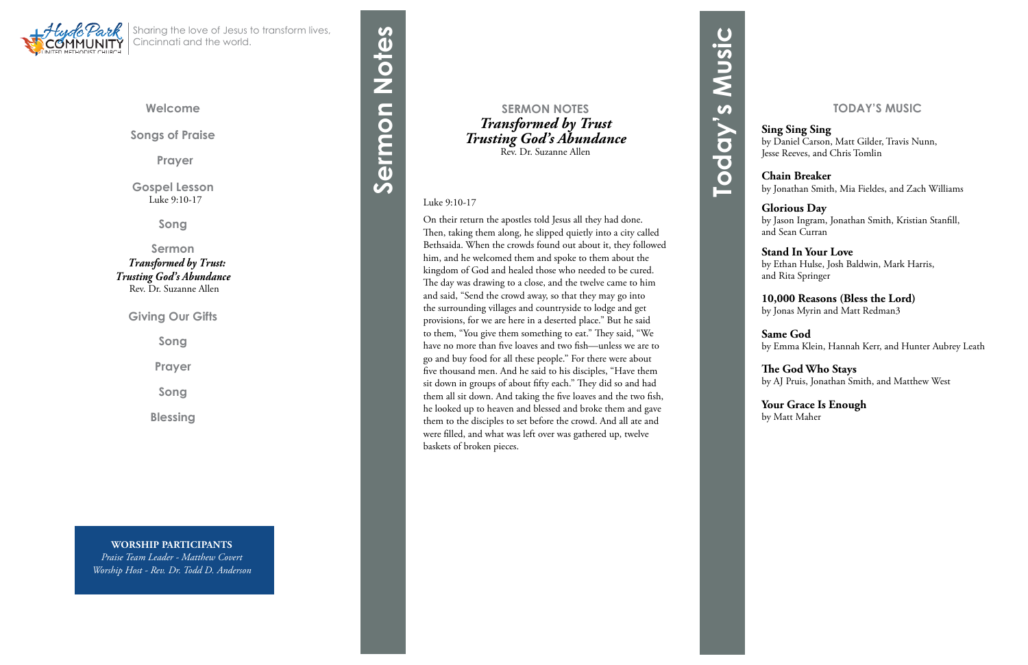Hyde Park Community United Methodist Church

Sharing the love of Jesus to transform lives, Cincinnati and the world.

**Welcome**

**Songs of Praise**

**Prayer**

**Gospel Lesson**
Luke 9:10-17

**Song**

**Sermon**
***Transformed by Trust: Trusting God's Abundance***
Rev. Dr. Suzanne Allen

**Giving Our Gifts**

**Song**

**Prayer**

**Song**

**Blessing**

**WORSHIP PARTICIPANTS**
*Praise Team Leader - Matthew Covert*
*Worship Host - Rev. Dr. Todd D. Anderson*

# Sermon Notes

## SERMON NOTES
***Transformed by Trust***
***Trusting God's Abundance***
Rev. Dr. Suzanne Allen

Luke 9:10-17

On their return the apostles told Jesus all they had done. Then, taking them along, he slipped quietly into a city called Bethsaida. When the crowds found out about it, they followed him, and he welcomed them and spoke to them about the kingdom of God and healed those who needed to be cured. The day was drawing to a close, and the twelve came to him and said, "Send the crowd away, so that they may go into the surrounding villages and countryside to lodge and get provisions, for we are here in a deserted place." But he said to them, "You give them something to eat." They said, "We have no more than five loaves and two fish—unless we are to go and buy food for all these people." For there were about five thousand men. And he said to his disciples, "Have them sit down in groups of about fifty each." They did so and had them all sit down. And taking the five loaves and the two fish, he looked up to heaven and blessed and broke them and gave them to the disciples to set before the crowd. And all ate and were filled, and what was left over was gathered up, twelve baskets of broken pieces.

# Today's Music

## TODAY'S MUSIC

**Sing Sing Sing**
by Daniel Carson, Matt Gilder, Travis Nunn, Jesse Reeves, and Chris Tomlin

**Chain Breaker**
by Jonathan Smith, Mia Fieldes, and Zach Williams

**Glorious Day**
by Jason Ingram, Jonathan Smith, Kristian Stanfill, and Sean Curran

**Stand In Your Love**
by Ethan Hulse, Josh Baldwin, Mark Harris, and Rita Springer

**10,000 Reasons (Bless the Lord)**
by Jonas Myrin and Matt Redman3

**Same God**
by Emma Klein, Hannah Kerr, and Hunter Aubrey Leath

**The God Who Stays**
by AJ Pruis, Jonathan Smith, and Matthew West

**Your Grace Is Enough**
by Matt Maher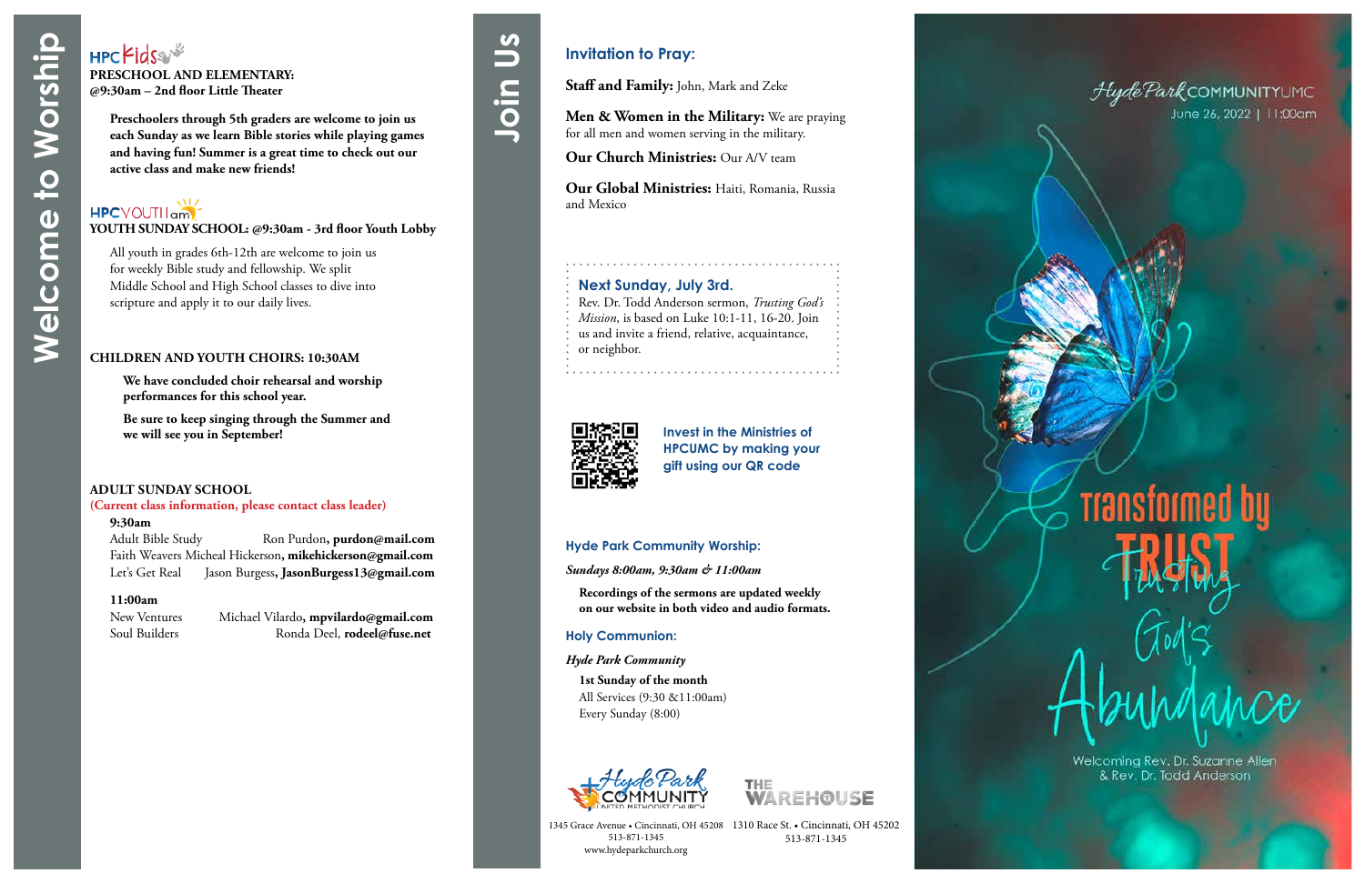# Welcome to Worship

## HPC Kids

**PRESCHOOL AND ELEMENTARY:**
**@9:30am – 2nd floor Little Theater**

**Preschoolers through 5th graders are welcome to join us each Sunday as we learn Bible stories while playing games and having fun! Summer is a great time to check out our active class and make new friends!**

## HPC YOUTH I am

**YOUTH SUNDAY SCHOOL: @9:30am - 3rd floor Youth Lobby**

All youth in grades 6th-12th are welcome to join us for weekly Bible study and fellowship. We split Middle School and High School classes to dive into scripture and apply it to our daily lives.

**CHILDREN AND YOUTH CHOIRS: 10:30AM**

**We have concluded choir rehearsal and worship performances for this school year.**

**Be sure to keep singing through the Summer and we will see you in September!**

**ADULT SUNDAY SCHOOL**
**(Current class information, please contact class leader)**

**9:30am**

| | |
|---|---|
| Adult Bible Study | Ron Purdon, **purdon@mail.com** |
| Faith Weavers | Micheal Hickerson, **mikehickerson@gmail.com** |
| Let's Get Real | Jason Burgess, **JasonBurgess13@gmail.com** |

**11:00am**

| | |
|---|---|
| New Ventures | Michael Vilardo, **mpvilardo@gmail.com** |
| Soul Builders | Ronda Deel, **rodeel@fuse.net** |

# Join Us

## Invitation to Pray:

**Staff and Family:** John, Mark and Zeke

**Men & Women in the Military:** We are praying for all men and women serving in the military.

**Our Church Ministries:** Our A/V team

**Our Global Ministries:** Haiti, Romania, Russia and Mexico

### Next Sunday, July 3rd.

Rev. Dr. Todd Anderson sermon, *Trusting God's Mission*, is based on Luke 10:1-11, 16-20. Join us and invite a friend, relative, acquaintance, or neighbor.

**Invest in the Ministries of HPCUMC by making your gift using our QR code**

## Hyde Park Community Worship:

*Sundays 8:00am, 9:30am & 11:00am*

**Recordings of the sermons are updated weekly on our website in both video and audio formats.**

## Holy Communion:

*Hyde Park Community*

**1st Sunday of the month**
All Services (9:30 &11:00am)
Every Sunday (8:00)

Hyde Park Community United Methodist Church
1345 Grace Avenue • Cincinnati, OH 45208
513-871-1345
www.hydeparkchurch.org

The Warehouse
1310 Race St. • Cincinnati, OH 45202
513-871-1345

Hyde Park COMMUNITY UMC
June 26, 2022 | 11:00am

# Transformed by TRUST
## Trusting God's Abundance

Welcoming Rev. Dr. Suzanne Allen & Rev. Dr. Todd Anderson